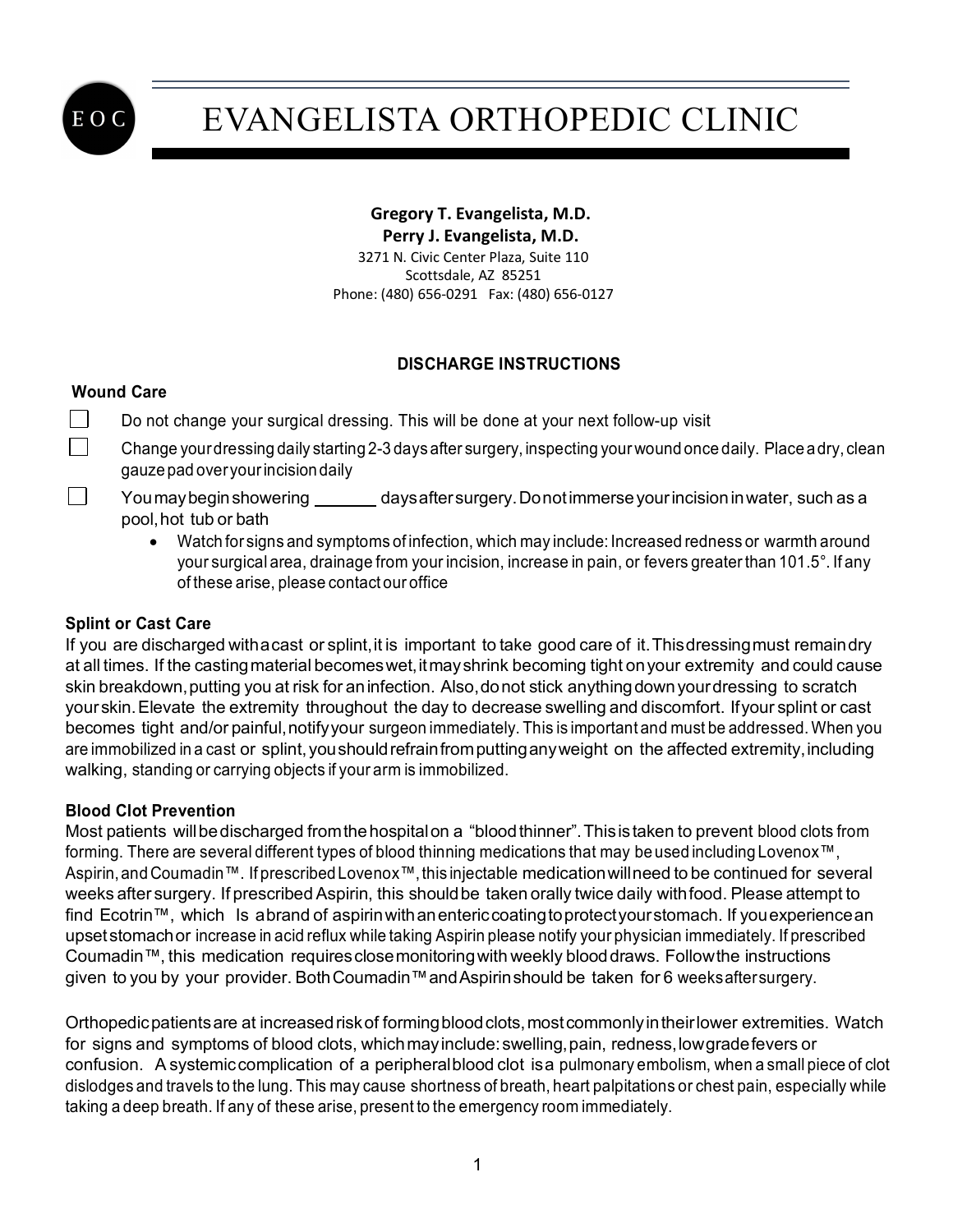# EVANGELISTA ORTHOPEDIC CLINIC

**Gregory T. Evangelista, M.D.**
**Perry J. Evangelista, M.D.**
3271 N. Civic Center Plaza, Suite 110
Scottsdale, AZ 85251
Phone: (480) 656-0291 Fax: (480) 656-0127

## DISCHARGE INSTRUCTIONS

### Wound Care

- [ ] Do not change your surgical dressing. This will be done at your next follow-up visit
- [ ] Change your dressing daily starting 2-3 days after surgery, inspecting your wound once daily. Place a dry, clean gauze pad over your incision daily
- [ ] You may begin showering _______ days after surgery. Do not immerse your incision in water, such as a pool, hot tub or bath
    - Watch for signs and symptoms of infection, which may include: Increased redness or warmth around your surgical area, drainage from your incision, increase in pain, or fevers greater than 101.5°. If any of these arise, please contact our office

### Splint or Cast Care

If you are discharged with a cast or splint, it is important to take good care of it. This dressing must remain dry at all times. If the casting material becomes wet, it may shrink becoming tight on your extremity and could cause skin breakdown, putting you at risk for an infection. Also, do not stick anything down your dressing to scratch your skin. Elevate the extremity throughout the day to decrease swelling and discomfort. If your splint or cast becomes tight and/or painful, notify your surgeon immediately. This is important and must be addressed. When you are immobilized in a cast or splint, you should refrain from putting any weight on the affected extremity, including walking, standing or carrying objects if your arm is immobilized.

### Blood Clot Prevention

Most patients will be discharged from the hospital on a "blood thinner". This is taken to prevent blood clots from forming. There are several different types of blood thinning medications that may be used including Lovenox™, Aspirin, and Coumadin™. If prescribed Lovenox™, this injectable medication will need to be continued for several weeks after surgery. If prescribed Aspirin, this should be taken orally twice daily with food. Please attempt to find Ecotrin™, which Is a brand of aspirin with an enteric coating to protect your stomach. If you experience an upset stomach or increase in acid reflux while taking Aspirin please notify your physician immediately. If prescribed Coumadin™, this medication requires close monitoring with weekly blood draws. Follow the instructions given to you by your provider. Both Coumadin™ and Aspirin should be taken for 6 weeks after surgery.

Orthopedic patients are at increased risk of forming blood clots, most commonly in their lower extremities. Watch for signs and symptoms of blood clots, which may include: swelling, pain, redness, low grade fevers or confusion. A systemic complication of a peripheral blood clot is a pulmonary embolism, when a small piece of clot dislodges and travels to the lung. This may cause shortness of breath, heart palpitations or chest pain, especially while taking a deep breath. If any of these arise, present to the emergency room immediately.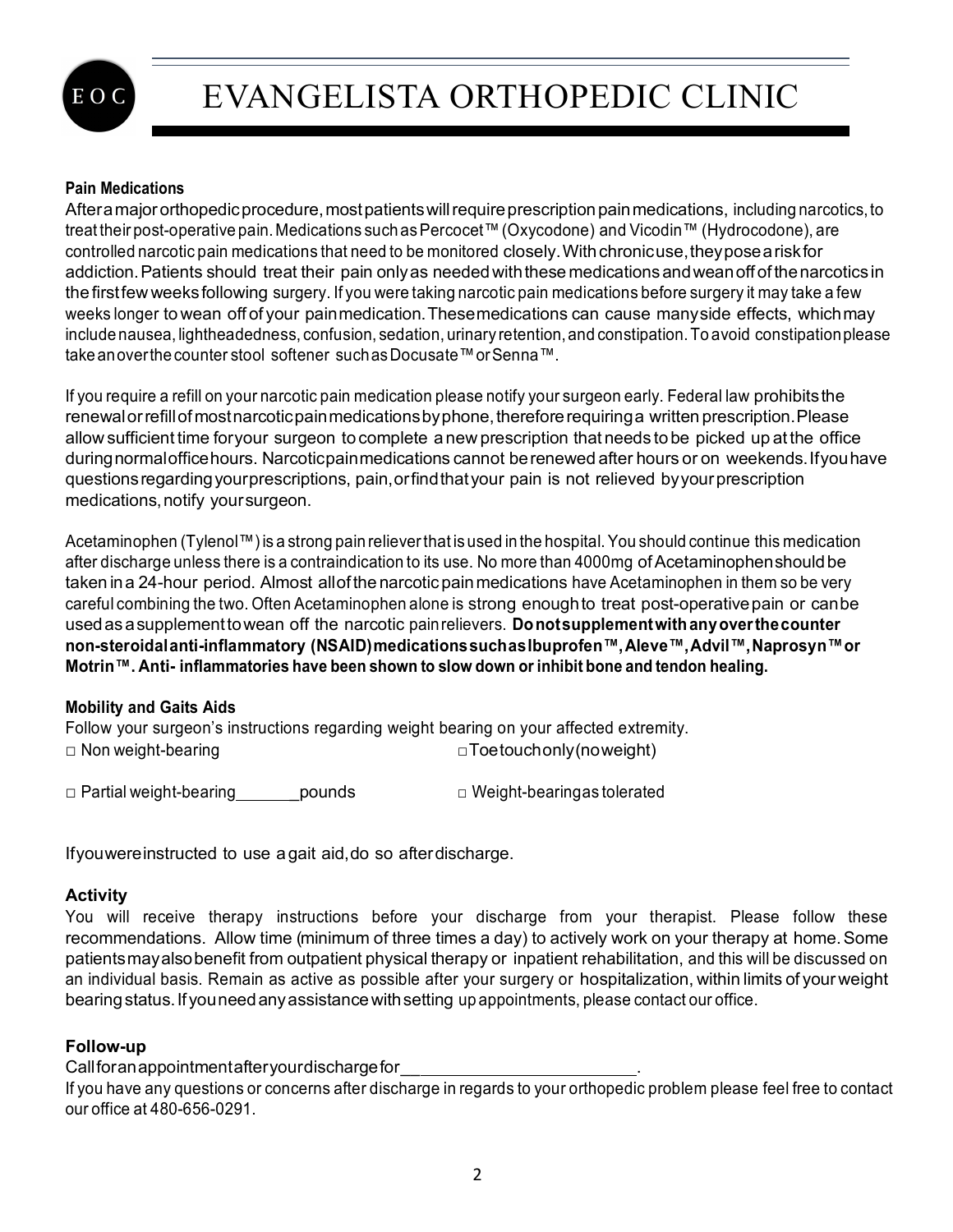# EVANGELISTA ORTHOPEDIC CLINIC

### Pain Medications

After a major orthopedic procedure, most patients will require prescription pain medications, including narcotics, to treat their post-operative pain. Medications such as Percocet™ (Oxycodone) and Vicodin™ (Hydrocodone), are controlled narcotic pain medications that need to be monitored closely. With chronic use, they pose a risk for addiction. Patients should treat their pain only as needed with these medications and wean off of the narcotics in the first few weeks following surgery. If you were taking narcotic pain medications before surgery it may take a few weeks longer to wean off of your pain medication. These medications can cause many side effects, which may include nausea, lightheadedness, confusion, sedation, urinary retention, and constipation. To avoid constipation please take an over the counter stool softener such as Docusate™ or Senna™.

If you require a refill on your narcotic pain medication please notify your surgeon early. Federal law prohibits the renewal or refill of most narcotic pain medications by phone, therefore requiring a written prescription. Please allow sufficient time for your surgeon to complete a new prescription that needs to be picked up at the office during normal office hours. Narcotic pain medications cannot be renewed after hours or on weekends. If you have questions regarding your prescriptions, pain, or find that your pain is not relieved by your prescription medications, notify your surgeon.

Acetaminophen (Tylenol™) is a strong pain reliever that is used in the hospital. You should continue this medication after discharge unless there is a contraindication to its use. No more than 4000mg of Acetaminophen should be taken in a 24-hour period. Almost all of the narcotic pain medications have Acetaminophen in them so be very careful combining the two. Often Acetaminophen alone is strong enough to treat post-operative pain or can be used as a supplement to wean off the narcotic pain relievers. **Do not supplement with any over the counter non-steroidal anti-inflammatory (NSAID) medications such as Ibuprofen™, Aleve™, Advil™, Naprosyn™ or Motrin™. Anti- inflammatories have been shown to slow down or inhibit bone and tendon healing.**

### Mobility and Gaits Aids

Follow your surgeon's instructions regarding weight bearing on your affected extremity.

□ Non weight-bearing □ Toe touch only (no weight)

□ Partial weight-bearing_______pounds □ Weight-bearing as tolerated

If you were instructed to use a gait aid, do so after discharge.

### Activity

You will receive therapy instructions before your discharge from your therapist. Please follow these recommendations. Allow time (minimum of three times a day) to actively work on your therapy at home. Some patients may also benefit from outpatient physical therapy or inpatient rehabilitation, and this will be discussed on an individual basis. Remain as active as possible after your surgery or hospitalization, within limits of your weight bearing status. If you need any assistance with setting up appointments, please contact our office.

### Follow-up

Call for an appointment after your discharge for________________________.

If you have any questions or concerns after discharge in regards to your orthopedic problem please feel free to contact our office at 480-656-0291.